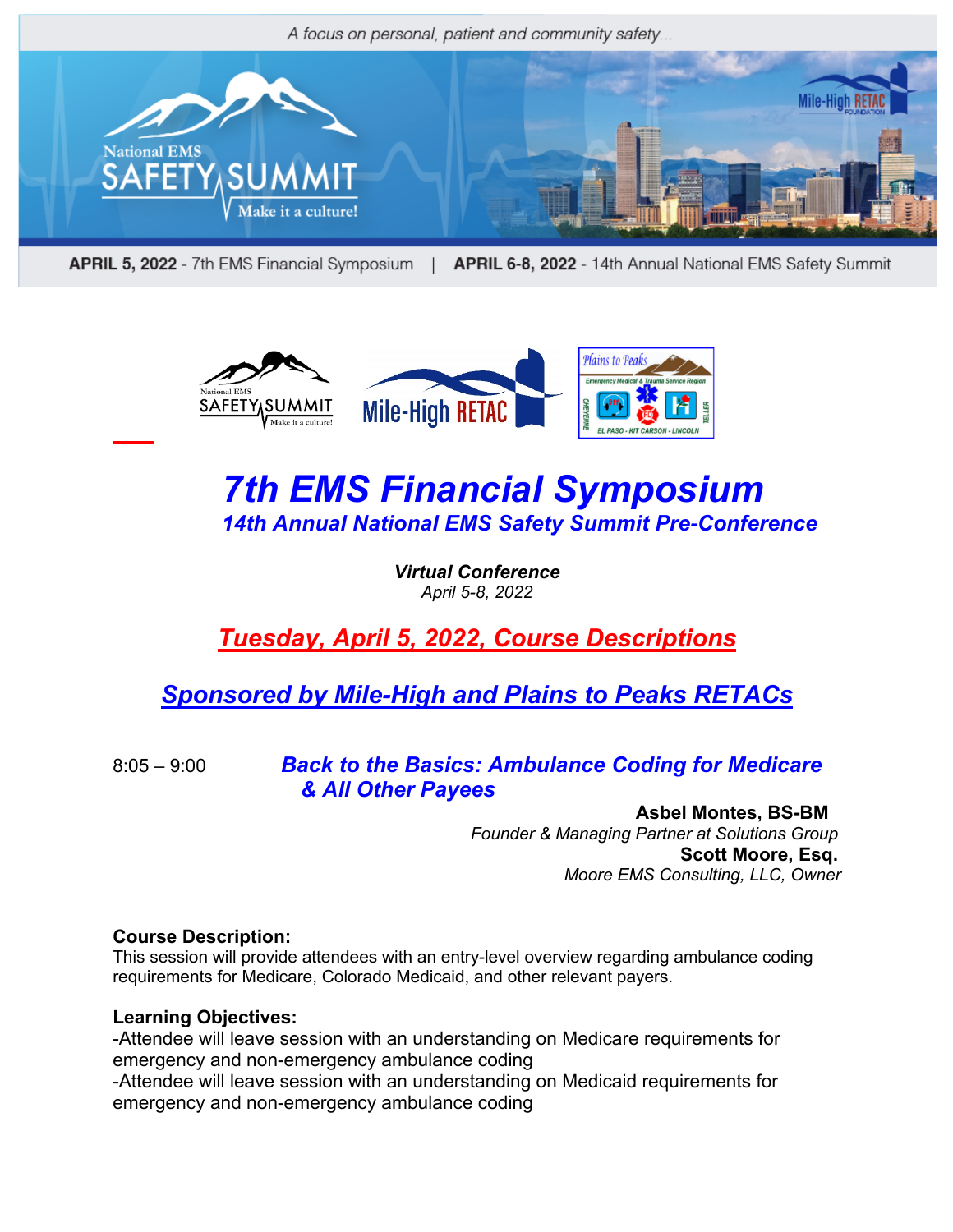A focus on personal, patient and community safety...

**APRIL 5, 2022** - 7th EMS Financial Symposium | **APRIL 6-8, 2022** - 14th Annual National EMS Safety Summit

# *7th EMS Financial Symposium*

## *14th Annual National EMS Safety Summit Pre-Conference*

***Virtual Conference***
*April 5-8, 2022*

## *Tuesday, April 5, 2022, Course Descriptions*

## *Sponsored by Mile-High and Plains to Peaks RETACs*

8:05 – 9:00 ***Back to the Basics: Ambulance Coding for Medicare & All Other Payees***

**Asbel Montes, BS-BM**
*Founder & Managing Partner at Solutions Group*
**Scott Moore, Esq.**
*Moore EMS Consulting, LLC, Owner*

**Course Description:**
This session will provide attendees with an entry-level overview regarding ambulance coding requirements for Medicare, Colorado Medicaid, and other relevant payers.

**Learning Objectives:**
-Attendee will leave session with an understanding on Medicare requirements for emergency and non-emergency ambulance coding
-Attendee will leave session with an understanding on Medicaid requirements for emergency and non-emergency ambulance coding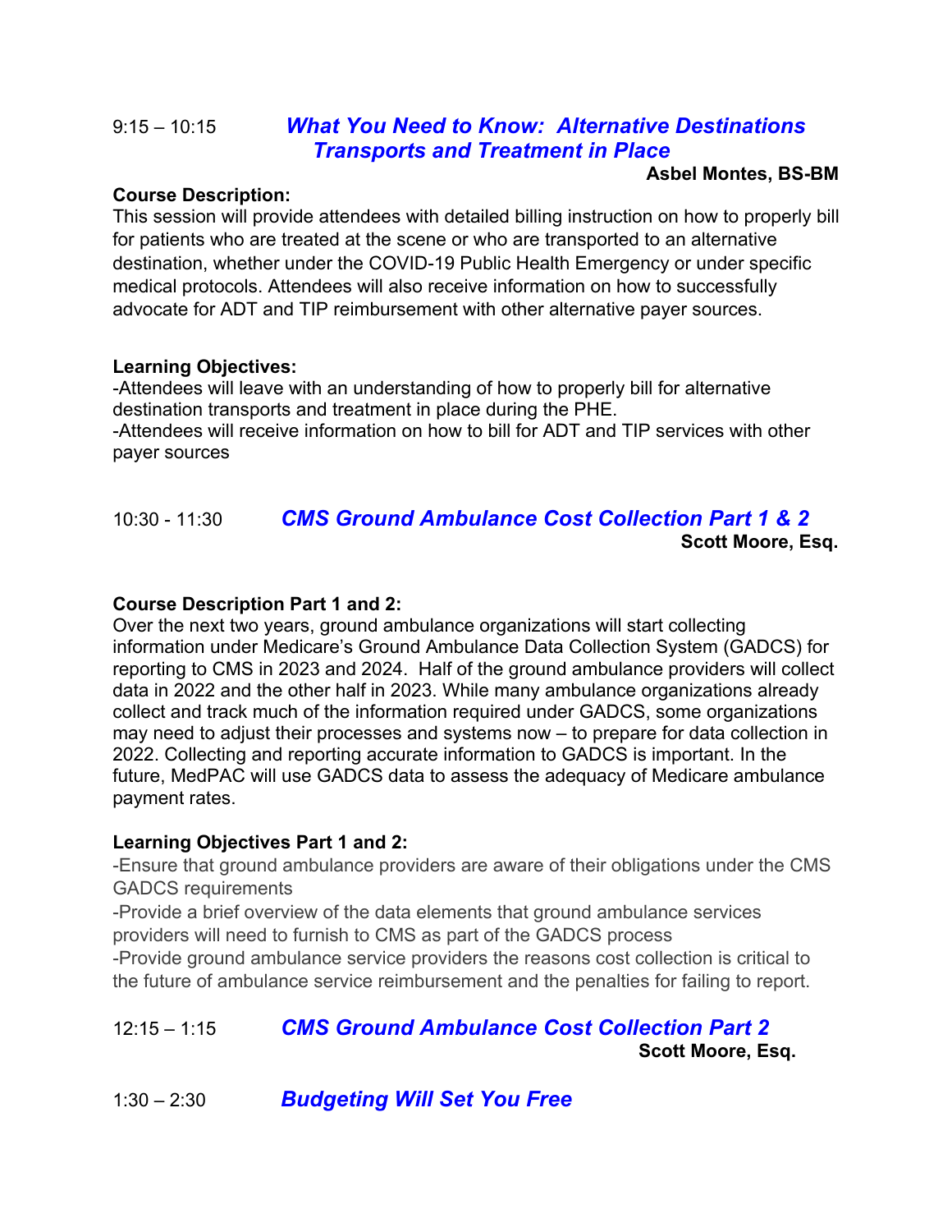9:15 – 10:15 ***What You Need to Know: Alternative Destinations Transports and Treatment in Place***

**Asbel Montes, BS-BM**

**Course Description:**
This session will provide attendees with detailed billing instruction on how to properly bill for patients who are treated at the scene or who are transported to an alternative destination, whether under the COVID-19 Public Health Emergency or under specific medical protocols. Attendees will also receive information on how to successfully advocate for ADT and TIP reimbursement with other alternative payer sources.

**Learning Objectives:**
-Attendees will leave with an understanding of how to properly bill for alternative destination transports and treatment in place during the PHE.
-Attendees will receive information on how to bill for ADT and TIP services with other payer sources

10:30 - 11:30 ***CMS Ground Ambulance Cost Collection Part 1 & 2***

**Scott Moore, Esq.**

**Course Description Part 1 and 2:**
Over the next two years, ground ambulance organizations will start collecting information under Medicare's Ground Ambulance Data Collection System (GADCS) for reporting to CMS in 2023 and 2024. Half of the ground ambulance providers will collect data in 2022 and the other half in 2023. While many ambulance organizations already collect and track much of the information required under GADCS, some organizations may need to adjust their processes and systems now – to prepare for data collection in 2022. Collecting and reporting accurate information to GADCS is important. In the future, MedPAC will use GADCS data to assess the adequacy of Medicare ambulance payment rates.

**Learning Objectives Part 1 and 2:**
-Ensure that ground ambulance providers are aware of their obligations under the CMS GADCS requirements
-Provide a brief overview of the data elements that ground ambulance services providers will need to furnish to CMS as part of the GADCS process
-Provide ground ambulance service providers the reasons cost collection is critical to the future of ambulance service reimbursement and the penalties for failing to report.

12:15 – 1:15 ***CMS Ground Ambulance Cost Collection Part 2***

**Scott Moore, Esq.**

1:30 – 2:30 ***Budgeting Will Set You Free***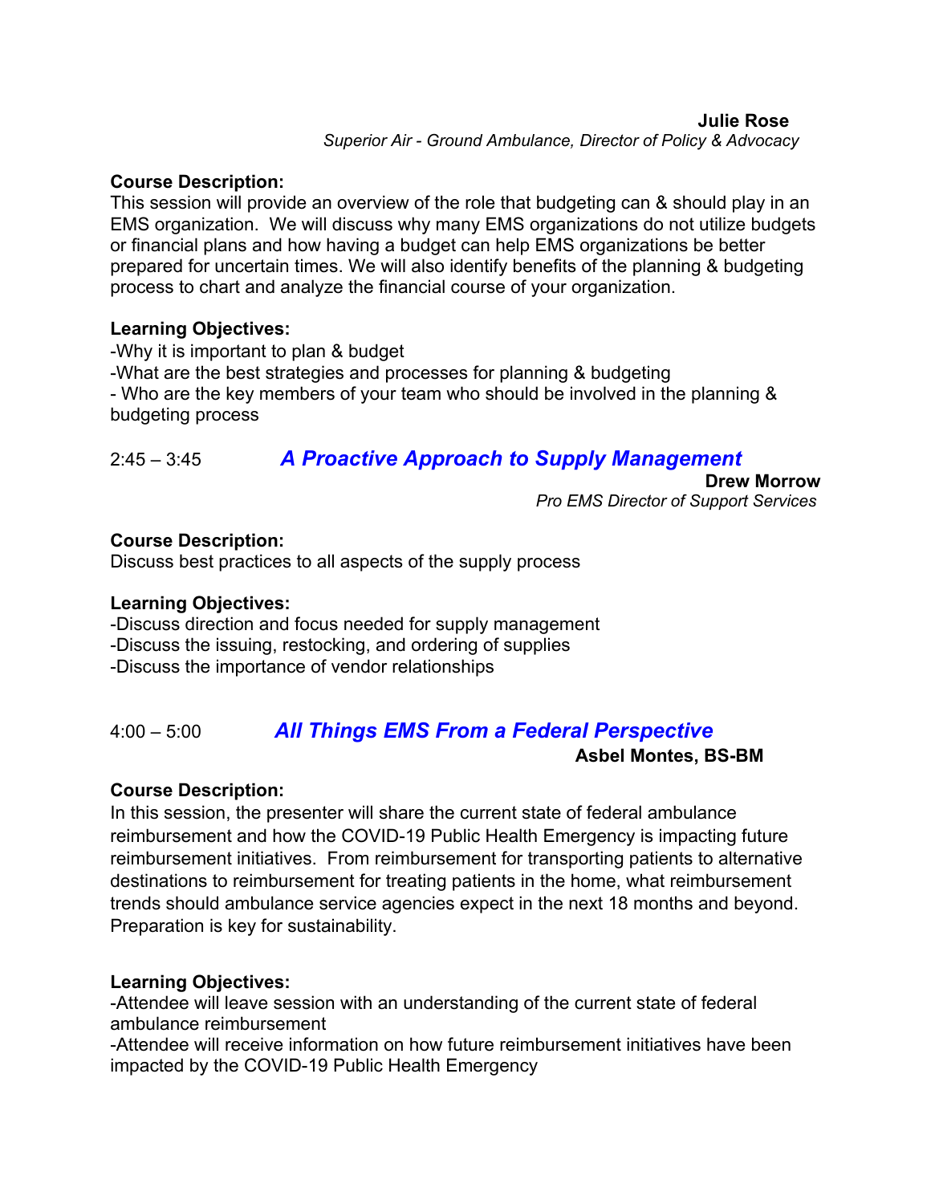**Julie Rose**
*Superior Air - Ground Ambulance, Director of Policy & Advocacy*

**Course Description:**
This session will provide an overview of the role that budgeting can & should play in an EMS organization. We will discuss why many EMS organizations do not utilize budgets or financial plans and how having a budget can help EMS organizations be better prepared for uncertain times. We will also identify benefits of the planning & budgeting process to chart and analyze the financial course of your organization.

**Learning Objectives:**
-Why it is important to plan & budget
-What are the best strategies and processes for planning & budgeting
- Who are the key members of your team who should be involved in the planning & budgeting process

## 2:45 – 3:45 *A Proactive Approach to Supply Management*

**Drew Morrow**
*Pro EMS Director of Support Services*

**Course Description:**
Discuss best practices to all aspects of the supply process

**Learning Objectives:**
-Discuss direction and focus needed for supply management
-Discuss the issuing, restocking, and ordering of supplies
-Discuss the importance of vendor relationships

## 4:00 – 5:00 *All Things EMS From a Federal Perspective*

**Asbel Montes, BS-BM**

**Course Description:**
In this session, the presenter will share the current state of federal ambulance reimbursement and how the COVID-19 Public Health Emergency is impacting future reimbursement initiatives. From reimbursement for transporting patients to alternative destinations to reimbursement for treating patients in the home, what reimbursement trends should ambulance service agencies expect in the next 18 months and beyond. Preparation is key for sustainability.

**Learning Objectives:**
-Attendee will leave session with an understanding of the current state of federal ambulance reimbursement
-Attendee will receive information on how future reimbursement initiatives have been impacted by the COVID-19 Public Health Emergency